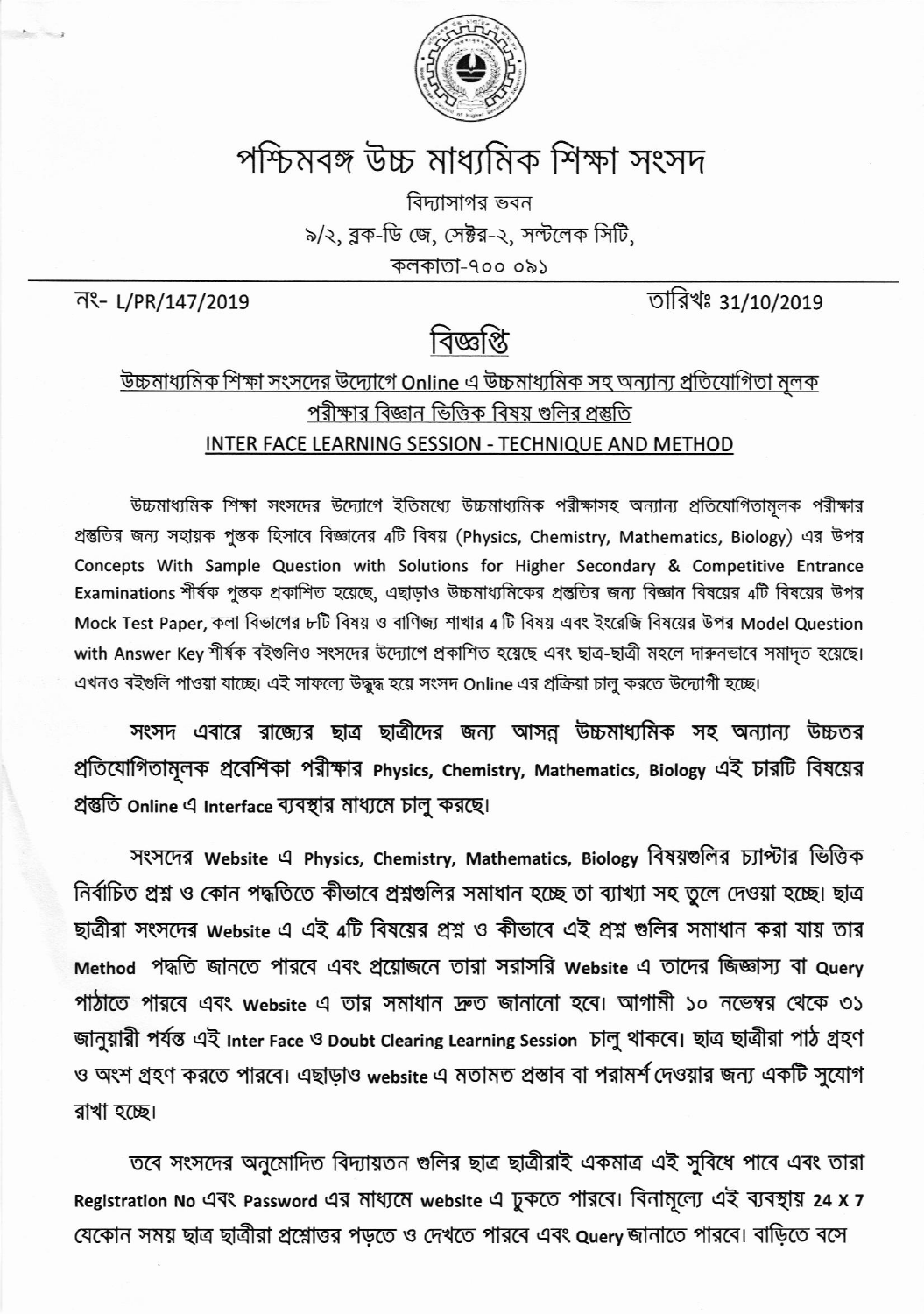# পশ্চিমবঙ্গ উচ্চ মাধ্যমিক শিক্ষা সংসদ

বিদ্যাসাগর ভবন

৯/২, ব্লক-ডি জে, সেক্টর-২, সল্টলেক সিটি,

কলকাতা-৭০০ ০৯১

নং- L/PR/147/2019 তারিখঃ 31/10/2019

## বিজ্ঞপ্তি

### উচ্চমাধ্যমিক শিক্ষা সংসদের উদ্যোগে Online এ উচ্চমাধ্যমিক সহ অন্যান্য প্রতিযোগিতা মূলক পরীক্ষার বিজ্ঞান ভিত্তিক বিষয় গুলির প্রস্তুতি

### INTER FACE LEARNING SESSION - TECHNIQUE AND METHOD

উচ্চমাধ্যমিক শিক্ষা সংসদের উদ্যোগে ইতিমধ্যে উচ্চমাধ্যমিক পরীক্ষাসহ অন্যান্য প্রতিযোগিতামূলক পরীক্ষার প্রস্তুতির জন্য সহায়ক পুস্তক হিসাবে বিজ্ঞানের 4টি বিষয় (Physics, Chemistry, Mathematics, Biology) এর উপর Concepts With Sample Question with Solutions for Higher Secondary & Competitive Entrance Examinations শীর্ষক পুস্তক প্রকাশিত হয়েছে, এছাড়াও উচ্চমাধ্যমিকের প্রস্তুতির জন্য বিজ্ঞান বিষয়ের 4টি বিষয়ের উপর Mock Test Paper, কলা বিভাগের ৮টি বিষয় ও বাণিজ্য শাখার 4 টি বিষয় এবং ইংরেজি বিষয়ের উপর Model Question with Answer Key শীর্ষক বইগুলিও সংসদের উদ্যোগে প্রকাশিত হয়েছে এবং ছাত্র-ছাত্রী মহলে দারুনভাবে সমাদৃত হয়েছে। এখনও বইগুলি পাওয়া যাচ্ছে। এই সাফল্যে উদ্বুদ্ধ হয়ে সংসদ Online এর প্রক্রিয়া চালু করতে উদ্যোগী হচ্ছে।

**সংসদ এবারে রাজ্যের ছাত্র ছাত্রীদের জন্য আসন্ন উচ্চমাধ্যমিক সহ অন্যান্য উচ্চতর প্রতিযোগিতামূলক প্রবেশিকা পরীক্ষার Physics, Chemistry, Mathematics, Biology এই চারটি বিষয়ের প্রস্তুতি Online এ Interface ব্যবস্থার মাধ্যমে চালু করছে।**

সংসদের Website এ Physics, Chemistry, Mathematics, Biology বিষয়গুলির চ্যাপ্টার ভিত্তিক নির্বাচিত প্রশ্ন ও কোন পদ্ধতিতে কীভাবে প্রশ্নগুলির সমাধান হচ্ছে তা ব্যাখ্যা সহ তুলে দেওয়া হচ্ছে। ছাত্র ছাত্রীরা সংসদের Website এ এই 4টি বিষয়ের প্রশ্ন ও কীভাবে এই প্রশ্ন গুলির সমাধান করা যায় তার Method পদ্ধতি জানতে পারবে এবং প্রয়োজনে তারা সরাসরি Website এ তাদের জিজ্ঞাস্য বা Query পাঠাতে পারবে এবং Website এ তার সমাধান দ্রুত জানানো হবে। আগামী ১০ নভেম্বর থেকে ৩১ জানুয়ারী পর্যন্ত এই Inter Face ও Doubt Clearing Learning Session চালু থাকবে। ছাত্র ছাত্রীরা পাঠ গ্রহণ ও অংশ গ্রহণ করতে পারবে। এছাড়াও website এ মতামত প্রস্তাব বা পরামর্শ দেওয়ার জন্য একটি সুযোগ রাখা হচ্ছে।

তবে সংসদের অনুমোদিত বিদ্যায়তন গুলির ছাত্র ছাত্রীরাই একমাত্র এই সুবিধে পাবে এবং তারা Registration No এবং Password এর মাধ্যমে website এ ঢুকতে পারবে। বিনামূল্যে এই ব্যবস্থায় 24 X 7 যেকোন সময় ছাত্র ছাত্রীরা প্রশ্নোত্তর পড়তে ও দেখতে পারবে এবং Query জানাতে পারবে। বাড়িতে বসে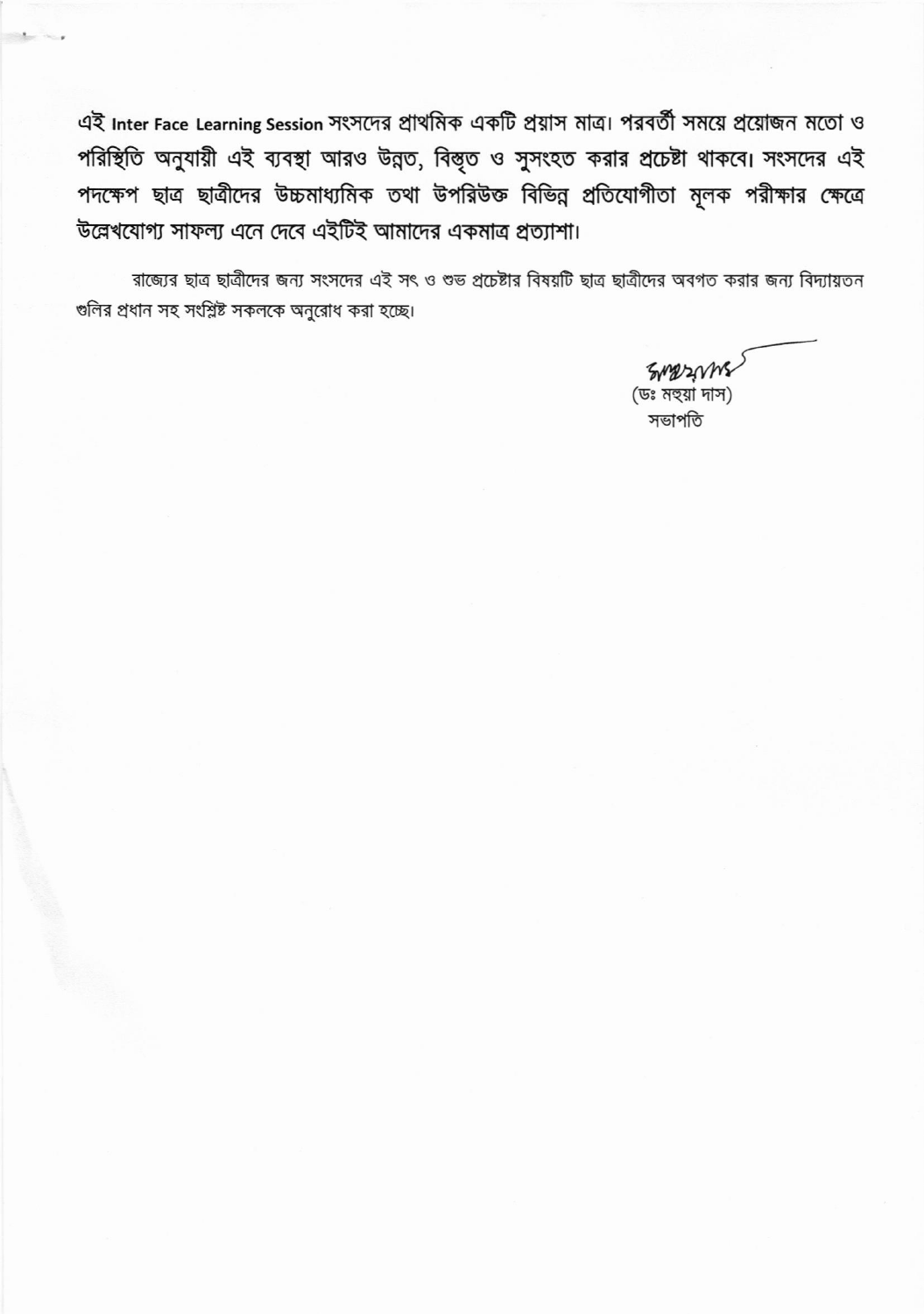এই Inter Face Learning Session সংসদের প্রাথমিক একটি প্রয়াস মাত্র। পরবর্তী সময়ে প্রয়োজন মতো ও পরিস্থিতি অনুযায়ী এই ব্যবস্থা আরও উন্নত, বিস্তৃত ও সুসংহত করার প্রচেষ্টা থাকবে। সংসদের এই পদক্ষেপ ছাত্র ছাত্রীদের উচ্চমাধ্যমিক তথা উপরিউক্ত বিভিন্ন প্রতিযোগীতা মূলক পরীক্ষার ক্ষেত্রে উল্লেখযোগ্য সাফল্য এনে দেবে এইটিই আমাদের একমাত্র প্রত্যাশা।

রাজ্যের ছাত্র ছাত্রীদের জন্য সংসদের এই সৎ ও শুভ প্রচেষ্টার বিষয়টি ছাত্র ছাত্রীদের অবগত করার জন্য বিদ্যায়তন গুলির প্রধান সহ সংশ্লিষ্ট সকলকে অনুরোধ করা হচ্ছে।

(ডঃ মহুয়া দাস)
সভাপতি